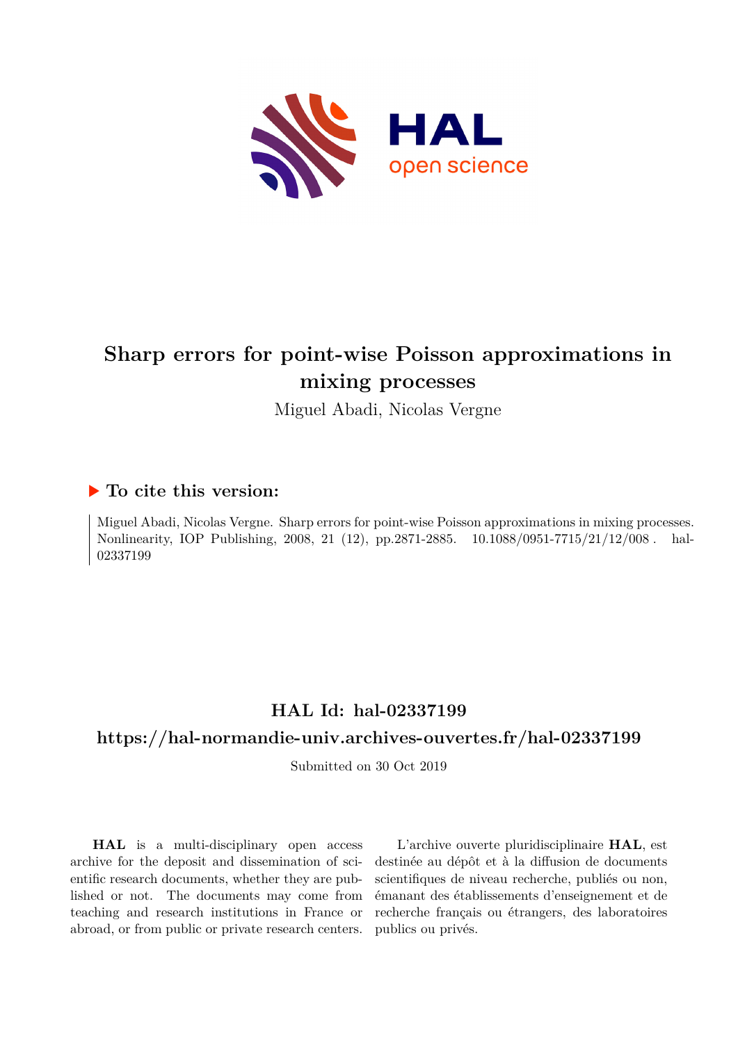# Sharp errors for point-wise Poisson approximations in mixing processes

Miguel Abadi, Nicolas Vergne

## ▶ To cite this version:

Miguel Abadi, Nicolas Vergne. Sharp errors for point-wise Poisson approximations in mixing processes. Nonlinearity, IOP Publishing, 2008, 21 (12), pp.2871-2885. 10.1088/0951-7715/21/12/008. hal-02337199

## HAL Id: hal-02337199

## https://hal-normandie-univ.archives-ouvertes.fr/hal-02337199

Submitted on 30 Oct 2019

**HAL** is a multi-disciplinary open access archive for the deposit and dissemination of scientific research documents, whether they are published or not. The documents may come from teaching and research institutions in France or abroad, or from public or private research centers.

L'archive ouverte pluridisciplinaire **HAL**, est destinée au dépôt et à la diffusion de documents scientifiques de niveau recherche, publiés ou non, émanant des établissements d'enseignement et de recherche français ou étrangers, des laboratoires publics ou privés.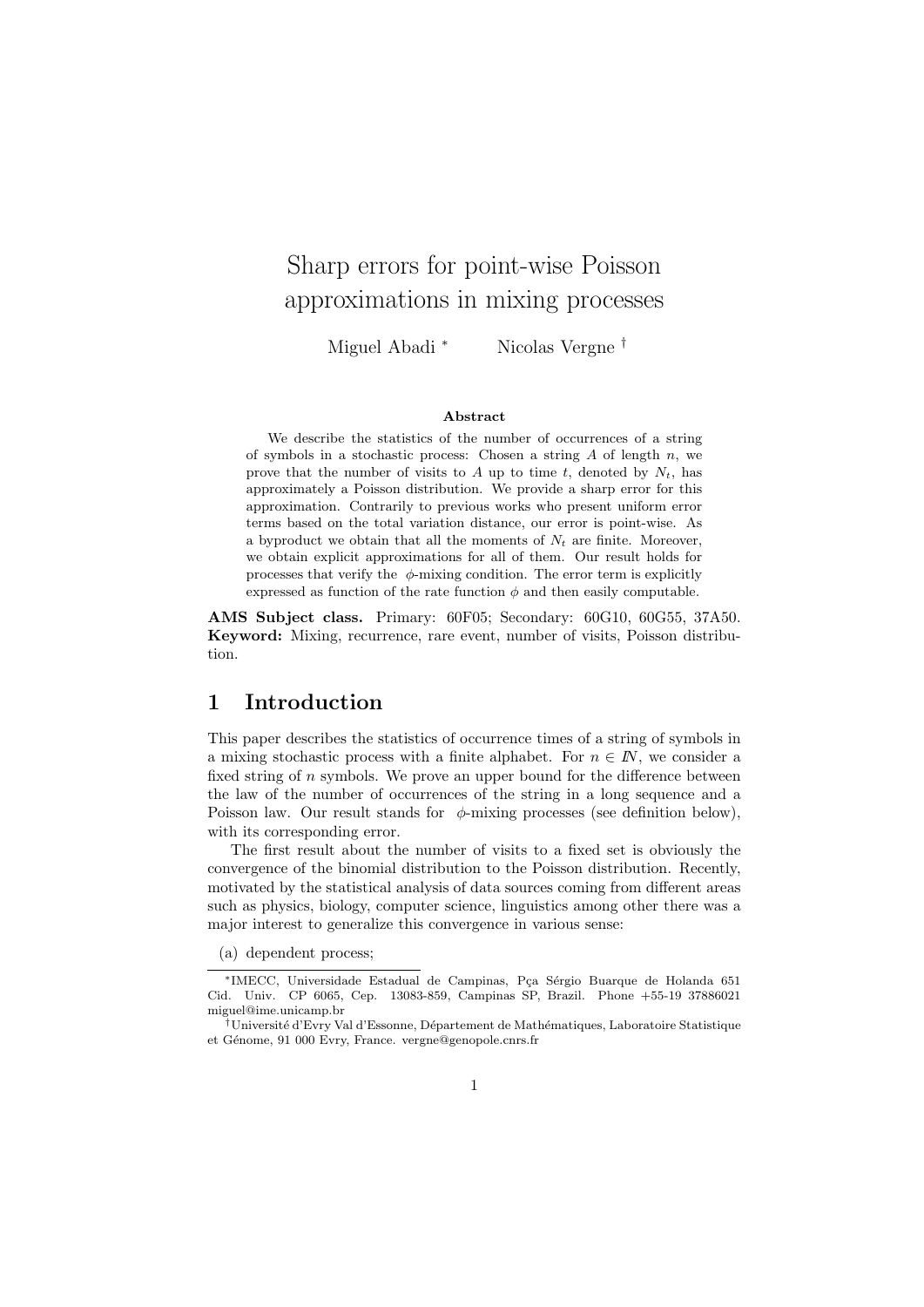# Sharp errors for point-wise Poisson approximations in mixing processes

Miguel Abadi [*] Nicolas Vergne [†]

**Abstract**

We describe the statistics of the number of occurrences of a string of symbols in a stochastic process: Chosen a string $A$ of length $n$, we prove that the number of visits to $A$ up to time $t$, denoted by $N_t$, has approximately a Poisson distribution. We provide a sharp error for this approximation. Contrarily to previous works who present uniform error terms based on the total variation distance, our error is point-wise. As a byproduct we obtain that all the moments of $N_t$ are finite. Moreover, we obtain explicit approximations for all of them. Our result holds for processes that verify the $\phi$-mixing condition. The error term is explicitly expressed as function of the rate function $\phi$ and then easily computable.

**AMS Subject class.** Primary: 60F05; Secondary: 60G10, 60G55, 37A50.
**Keyword:** Mixing, recurrence, rare event, number of visits, Poisson distribution.

## 1 Introduction

This paper describes the statistics of occurrence times of a string of symbols in a mixing stochastic process with a finite alphabet. For $n \in \mathbb{N}$, we consider a fixed string of $n$ symbols. We prove an upper bound for the difference between the law of the number of occurrences of the string in a long sequence and a Poisson law. Our result stands for $\phi$-mixing processes (see definition below), with its corresponding error.

The first result about the number of visits to a fixed set is obviously the convergence of the binomial distribution to the Poisson distribution. Recently, motivated by the statistical analysis of data sources coming from different areas such as physics, biology, computer science, linguistics among other there was a major interest to generalize this convergence in various sense:

(a) dependent process;

[*] IMECC, Universidade Estadual de Campinas, Pça Sérgio Buarque de Holanda 651 Cid. Univ. CP 6065, Cep. 13083-859, Campinas SP, Brazil. Phone +55-19 37886021 miguel@ime.unicamp.br

[†] Université d'Evry Val d'Essonne, Département de Mathématiques, Laboratoire Statistique et Génome, 91 000 Evry, France. vergne@genopole.cnrs.fr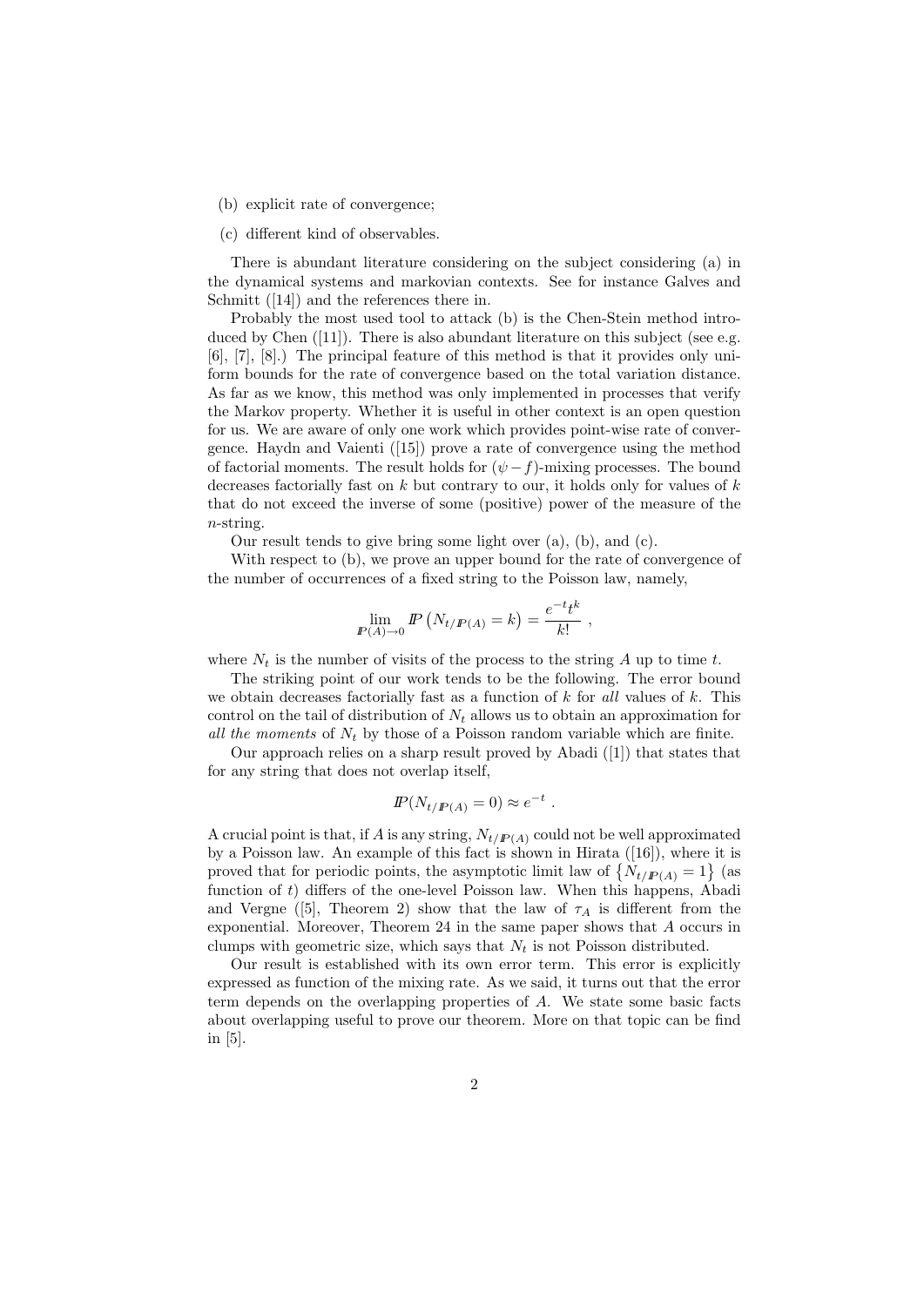(b) explicit rate of convergence;

(c) different kind of observables.

There is abundant literature considering on the subject considering (a) in the dynamical systems and markovian contexts. See for instance Galves and Schmitt ([14]) and the references there in.

Probably the most used tool to attack (b) is the Chen-Stein method introduced by Chen ([11]). There is also abundant literature on this subject (see e.g. [6], [7], [8].) The principal feature of this method is that it provides only uniform bounds for the rate of convergence based on the total variation distance. As far as we know, this method was only implemented in processes that verify the Markov property. Whether it is useful in other context is an open question for us. We are aware of only one work which provides point-wise rate of convergence. Haydn and Vaienti ([15]) prove a rate of convergence using the method of factorial moments. The result holds for $(\psi - f)$-mixing processes. The bound decreases factorially fast on $k$ but contrary to our, it holds only for values of $k$ that do not exceed the inverse of some (positive) power of the measure of the $n$-string.

Our result tends to give bring some light over (a), (b), and (c).

With respect to (b), we prove an upper bound for the rate of convergence of the number of occurrences of a fixed string to the Poisson law, namely,

$$\lim_{I\!P(A)\to 0} I\!P\left(N_{t/I\!P(A)} = k\right) = \frac{e^{-t}t^k}{k!} \ ,$$

where $N_t$ is the number of visits of the process to the string $A$ up to time $t$.

The striking point of our work tends to be the following. The error bound we obtain decreases factorially fast as a function of $k$ for *all* values of $k$. This control on the tail of distribution of $N_t$ allows us to obtain an approximation for *all the moments* of $N_t$ by those of a Poisson random variable which are finite.

Our approach relies on a sharp result proved by Abadi ([1]) that states that for any string that does not overlap itself,

$$I\!P(N_{t/I\!P(A)} = 0) \approx e^{-t} \ .$$

A crucial point is that, if $A$ is any string, $N_{t/I\!P(A)}$ could not be well approximated by a Poisson law. An example of this fact is shown in Hirata ([16]), where it is proved that for periodic points, the asymptotic limit law of $\left\{N_{t/I\!P(A)} = 1\right\}$ (as function of $t$) differs of the one-level Poisson law. When this happens, Abadi and Vergne ([5], Theorem 2) show that the law of $\tau_A$ is different from the exponential. Moreover, Theorem 24 in the same paper shows that $A$ occurs in clumps with geometric size, which says that $N_t$ is not Poisson distributed.

Our result is established with its own error term. This error is explicitly expressed as function of the mixing rate. As we said, it turns out that the error term depends on the overlapping properties of $A$. We state some basic facts about overlapping useful to prove our theorem. More on that topic can be find in [5].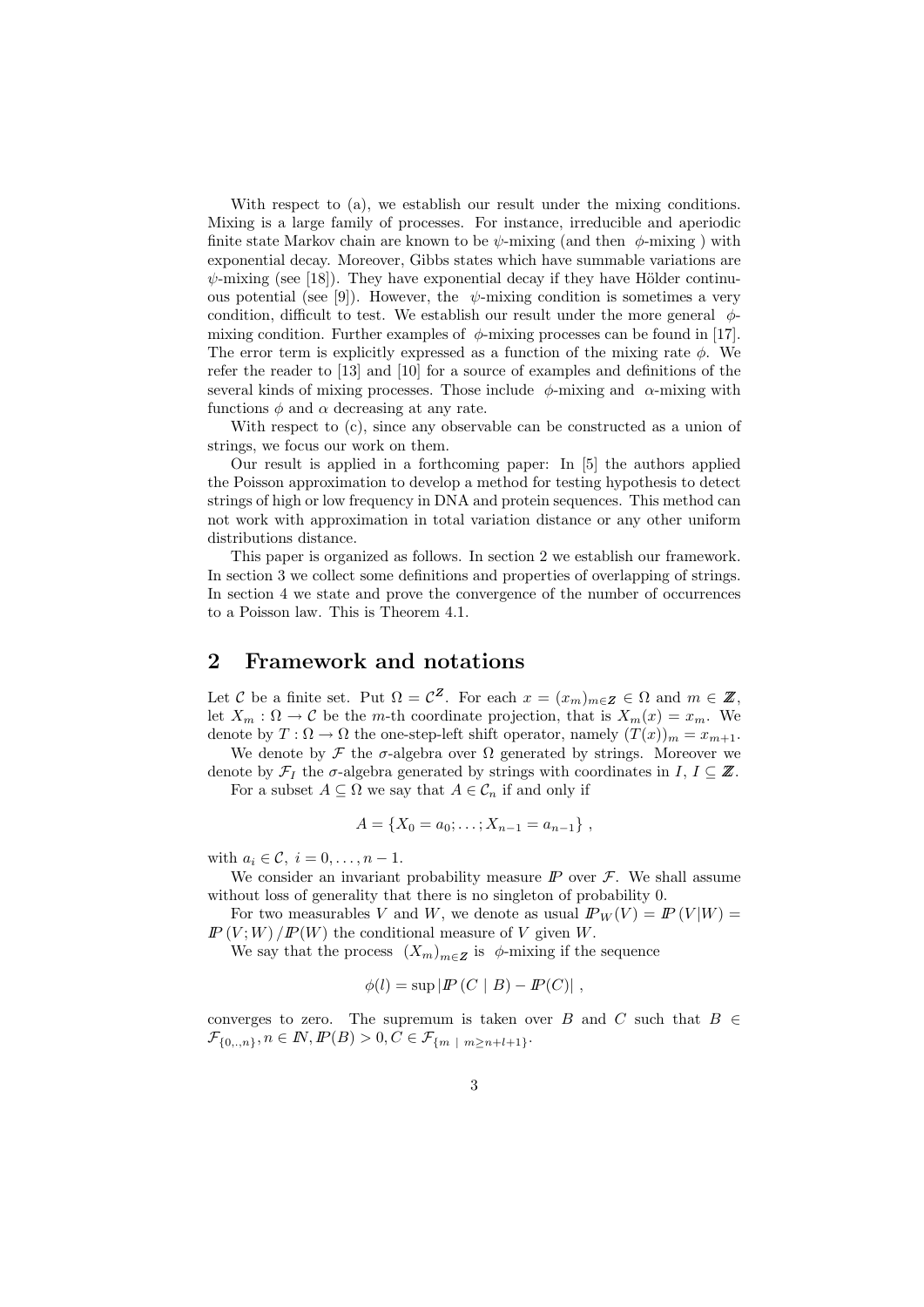With respect to (a), we establish our result under the mixing conditions. Mixing is a large family of processes. For instance, irreducible and aperiodic finite state Markov chain are known to be $\psi$-mixing (and then $\phi$-mixing ) with exponential decay. Moreover, Gibbs states which have summable variations are $\psi$-mixing (see [18]). They have exponential decay if they have Hölder continuous potential (see [9]). However, the $\psi$-mixing condition is sometimes a very condition, difficult to test. We establish our result under the more general $\phi$-mixing condition. Further examples of $\phi$-mixing processes can be found in [17]. The error term is explicitly expressed as a function of the mixing rate $\phi$. We refer the reader to [13] and [10] for a source of examples and definitions of the several kinds of mixing processes. Those include $\phi$-mixing and $\alpha$-mixing with functions $\phi$ and $\alpha$ decreasing at any rate.

With respect to (c), since any observable can be constructed as a union of strings, we focus our work on them.

Our result is applied in a forthcoming paper: In [5] the authors applied the Poisson approximation to develop a method for testing hypothesis to detect strings of high or low frequency in DNA and protein sequences. This method can not work with approximation in total variation distance or any other uniform distributions distance.

This paper is organized as follows. In section 2 we establish our framework. In section 3 we collect some definitions and properties of overlapping of strings. In section 4 we state and prove the convergence of the number of occurrences to a Poisson law. This is Theorem 4.1.

## 2 Framework and notations

Let $\mathcal{C}$ be a finite set. Put $\Omega = \mathcal{C}^{\mathbb{Z}}$. For each $x = (x_m)_{m\in\mathbb{Z}} \in \Omega$ and $m \in \mathbb{Z}$, let $X_m : \Omega \to \mathcal{C}$ be the $m$-th coordinate projection, that is $X_m(x) = x_m$. We denote by $T : \Omega \to \Omega$ the one-step-left shift operator, namely $(T(x))_m = x_{m+1}$.

We denote by $\mathcal{F}$ the $\sigma$-algebra over $\Omega$ generated by strings. Moreover we denote by $\mathcal{F}_I$ the $\sigma$-algebra generated by strings with coordinates in $I$, $I \subseteq \mathbb{Z}$.

For a subset $A \subseteq \Omega$ we say that $A \in \mathcal{C}_n$ if and only if

$$A = \{X_0 = a_0; \ldots ; X_{n-1} = a_{n-1}\} ,$$

with $a_i \in \mathcal{C},\ i = 0, \ldots , n - 1$.

We consider an invariant probability measure $\mathbb{P}$ over $\mathcal{F}$. We shall assume without loss of generality that there is no singleton of probability 0.

For two measurables $V$ and $W$, we denote as usual $\mathbb{P}_W(V) = \mathbb{P}(V|W) = \mathbb{P}(V;W)/\mathbb{P}(W)$ the conditional measure of $V$ given $W$.

We say that the process $(X_m)_{m\in\mathbb{Z}}$ is $\phi$-mixing if the sequence

$$\phi(l) = \sup |\mathbb{P}(C \mid B) - \mathbb{P}(C)| ,$$

converges to zero. The supremum is taken over $B$ and $C$ such that $B \in \mathcal{F}_{\{0,.,n\}}, n \in \mathbb{N}, \mathbb{P}(B) > 0, C \in \mathcal{F}_{\{m \ \mid \ m \geq n+l+1\}}$.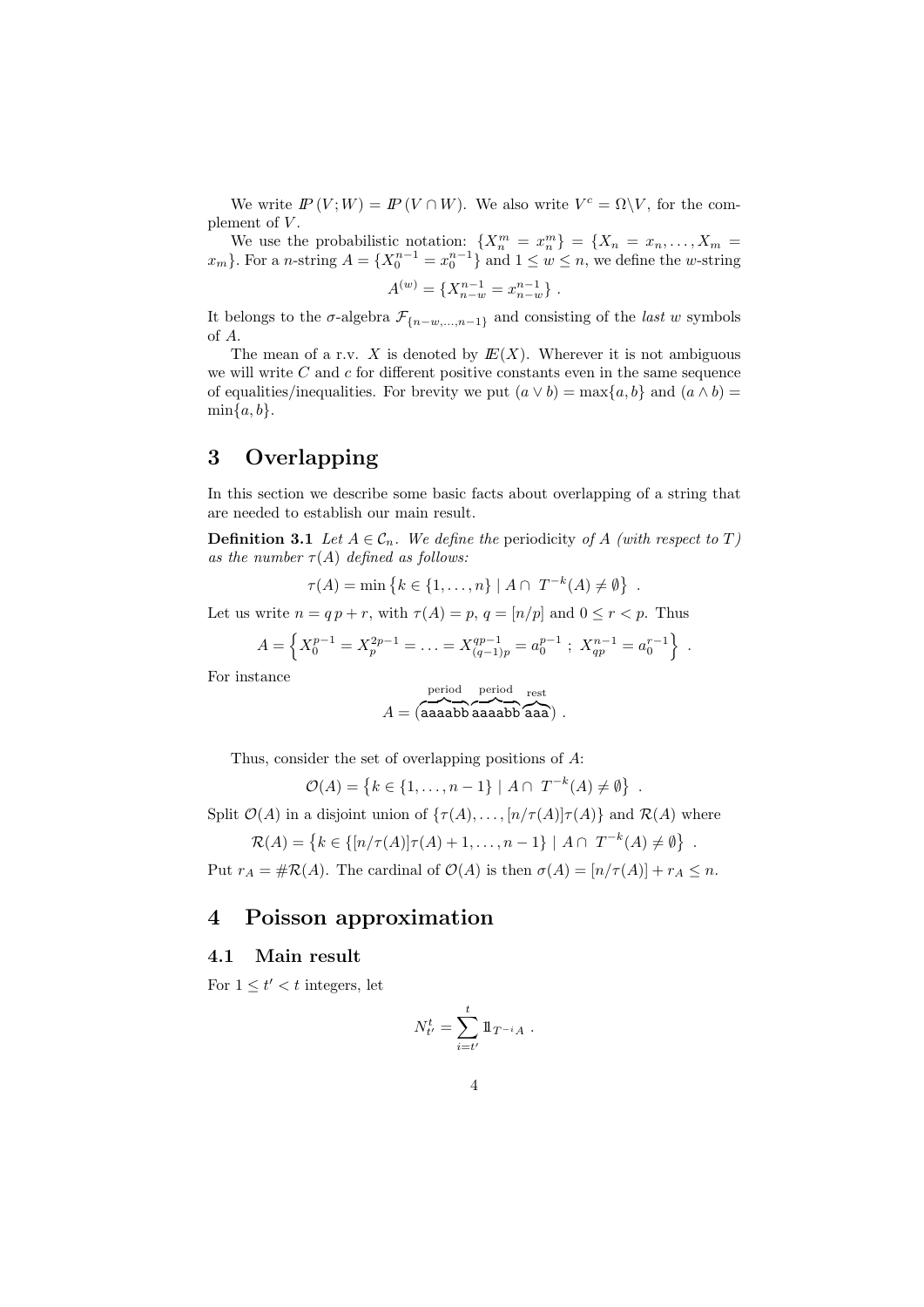We write $I\!P(V;W) = I\!P(V \cap W)$. We also write $V^c = \Omega \backslash V$, for the complement of $V$.

We use the probabilistic notation: $\{X_n^m = x_n^m\} = \{X_n = x_n, \ldots, X_m = x_m\}$. For a $n$-string $A = \{X_0^{n-1} = x_0^{n-1}\}$ and $1 \leq w \leq n$, we define the $w$-string

$$A^{(w)} = \{X_{n-w}^{n-1} = x_{n-w}^{n-1}\} \ .$$

It belongs to the $\sigma$-algebra $\mathcal{F}_{\{n-w,\ldots,n-1\}}$ and consisting of the *last* $w$ symbols of $A$.

The mean of a r.v. $X$ is denoted by $I\!E(X)$. Wherever it is not ambiguous we will write $C$ and $c$ for different positive constants even in the same sequence of equalities/inequalities. For brevity we put $(a \vee b) = \max\{a, b\}$ and $(a \wedge b) = \min\{a, b\}$.

# 3 Overlapping

In this section we describe some basic facts about overlapping of a string that are needed to establish our main result.

**Definition 3.1** *Let $A \in \mathcal{C}_n$. We define the* periodicity *of $A$ (with respect to $T$) as the number $\tau(A)$ defined as follows:*

$$\tau(A) = \min\left\{k \in \{1, \ldots, n\} \mid A \cap \ T^{-k}(A) \neq \emptyset\right\} \ .$$

Let us write $n = q\,p + r$, with $\tau(A) = p$, $q = [n/p]$ and $0 \leq r < p$. Thus

$$A = \left\{ X_0^{p-1} = X_p^{2p-1} = \ldots = X_{(q-1)p}^{qp-1} = a_0^{p-1} \ ; \ X_{qp}^{n-1} = a_0^{r-1} \right\} \ .$$

For instance

$$A = (\overbrace{\mathtt{aaaabb}}^{\text{period}}\overbrace{\mathtt{aaaabb}}^{\text{period}}\overbrace{\mathtt{aaa}}^{\text{rest}}) \ .$$

Thus, consider the set of overlapping positions of $A$:

$$\mathcal{O}(A) = \left\{k \in \{1, \ldots, n-1\} \mid A \cap \ T^{-k}(A) \neq \emptyset\right\} \ .$$

Split $\mathcal{O}(A)$ in a disjoint union of $\{\tau(A), \ldots, [n/\tau(A)]\tau(A)\}$ and $\mathcal{R}(A)$ where

$$\mathcal{R}(A) = \left\{k \in \{[n/\tau(A)]\tau(A) + 1, \ldots, n-1\} \mid A \cap \ T^{-k}(A) \neq \emptyset\right\} \ .$$

Put $r_A = \#\mathcal{R}(A)$. The cardinal of $\mathcal{O}(A)$ is then $\sigma(A) = [n/\tau(A)] + r_A \leq n$.

# 4 Poisson approximation

## 4.1 Main result

For $1 \leq t' < t$ integers, let

$$N_{t'}^t = \sum_{i=t'}^{t} 1\!\!1_{T^{-i}A} \ .$$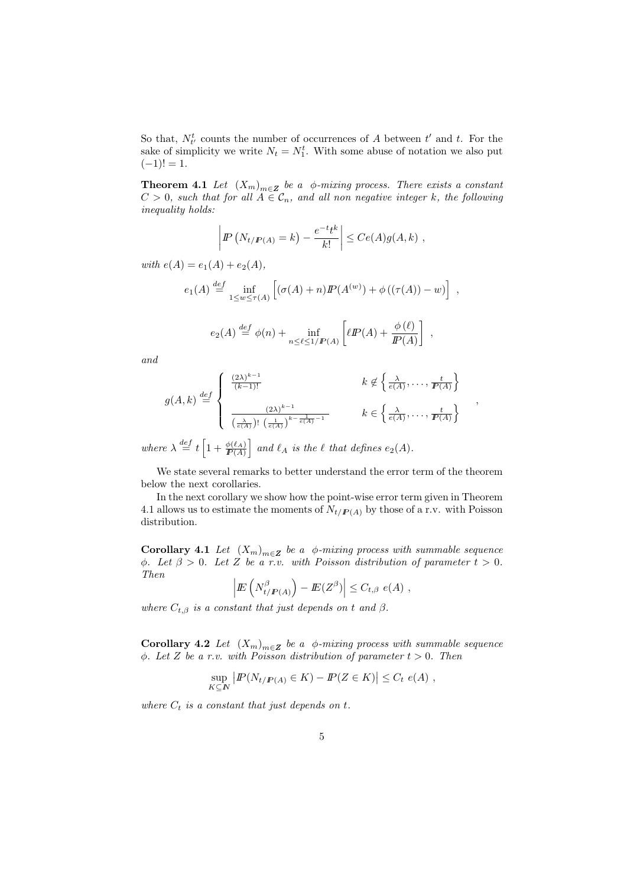So that, $N_{t'}^t$ counts the number of occurrences of $A$ between $t'$ and $t$. For the sake of simplicity we write $N_t = N_1^t$. With some abuse of notation we also put $(-1)! = 1$.

**Theorem 4.1** *Let $(X_m)_{m\in\mathbb{Z}}$ be a $\phi$-mixing process. There exists a constant $C > 0$, such that for all $A \in \mathcal{C}_n$, and all non negative integer $k$, the following inequality holds:*

$$\left| \mathbb{P}\left(N_{t/\mathbb{P}(A)} = k\right) - \frac{e^{-t}t^k}{k!} \right| \leq Ce(A)g(A,k) \ ,$$

*with $e(A) = e_1(A) + e_2(A)$,*

$$e_1(A) \stackrel{def}{=} \inf_{1\leq w\leq \tau(A)} \left[ (\sigma(A) + n)\mathbb{P}(A^{(w)}) + \phi\left((\tau(A)) - w\right) \right] \ ,$$

$$e_2(A) \stackrel{def}{=} \phi(n) + \inf_{n\leq \ell\leq 1/\mathbb{P}(A)} \left[ \ell \mathbb{P}(A) + \frac{\phi\left(\ell\right)}{\mathbb{P}(A)} \right] \ ,$$

*and*

$$g(A,k) \stackrel{def}{=} \begin{cases} \frac{(2\lambda)^{k-1}}{(k-1)!} & k \notin \left\{ \frac{\lambda}{e(A)}, \ldots, \frac{t}{\mathbb{P}(A)} \right\} \\ \\ \frac{(2\lambda)^{k-1}}{\left(\frac{\lambda}{e(A)}\right)! \ \left(\frac{1}{e(A)}\right)^{k-\frac{1}{e(A)}-1}} & k \in \left\{ \frac{\lambda}{e(A)}, \ldots, \frac{t}{\mathbb{P}(A)} \right\} \end{cases} \ ,$$

*where $\lambda \stackrel{def}{=} t\left[1 + \frac{\phi(\ell_A)}{\mathbb{P}(A)}\right]$ and $\ell_A$ is the $\ell$ that defines $e_2(A)$.*

We state several remarks to better understand the error term of the theorem below the next corollaries.

In the next corollary we show how the point-wise error term given in Theorem 4.1 allows us to estimate the moments of $N_{t/\mathbb{P}(A)}$ by those of a r.v. with Poisson distribution.

**Corollary 4.1** *Let $(X_m)_{m\in\mathbb{Z}}$ be a $\phi$-mixing process with summable sequence $\phi$. Let $\beta > 0$. Let $Z$ be a r.v. with Poisson distribution of parameter $t > 0$. Then*

$$\left| \mathbb{E}\left(N_{t/\mathbb{P}(A)}^{\beta}\right) - \mathbb{E}(Z^{\beta}) \right| \leq C_{t,\beta} \ e(A) \ ,$$

*where $C_{t,\beta}$ is a constant that just depends on $t$ and $\beta$.*

**Corollary 4.2** *Let $(X_m)_{m\in\mathbb{Z}}$ be a $\phi$-mixing process with summable sequence $\phi$. Let $Z$ be a r.v. with Poisson distribution of parameter $t > 0$. Then*

$$\sup_{K\subseteq\mathbb{N}} \left| \mathbb{P}(N_{t/\mathbb{P}(A)} \in K) - \mathbb{P}(Z \in K) \right| \leq C_t \ e(A) \ ,$$

*where $C_t$ is a constant that just depends on $t$.*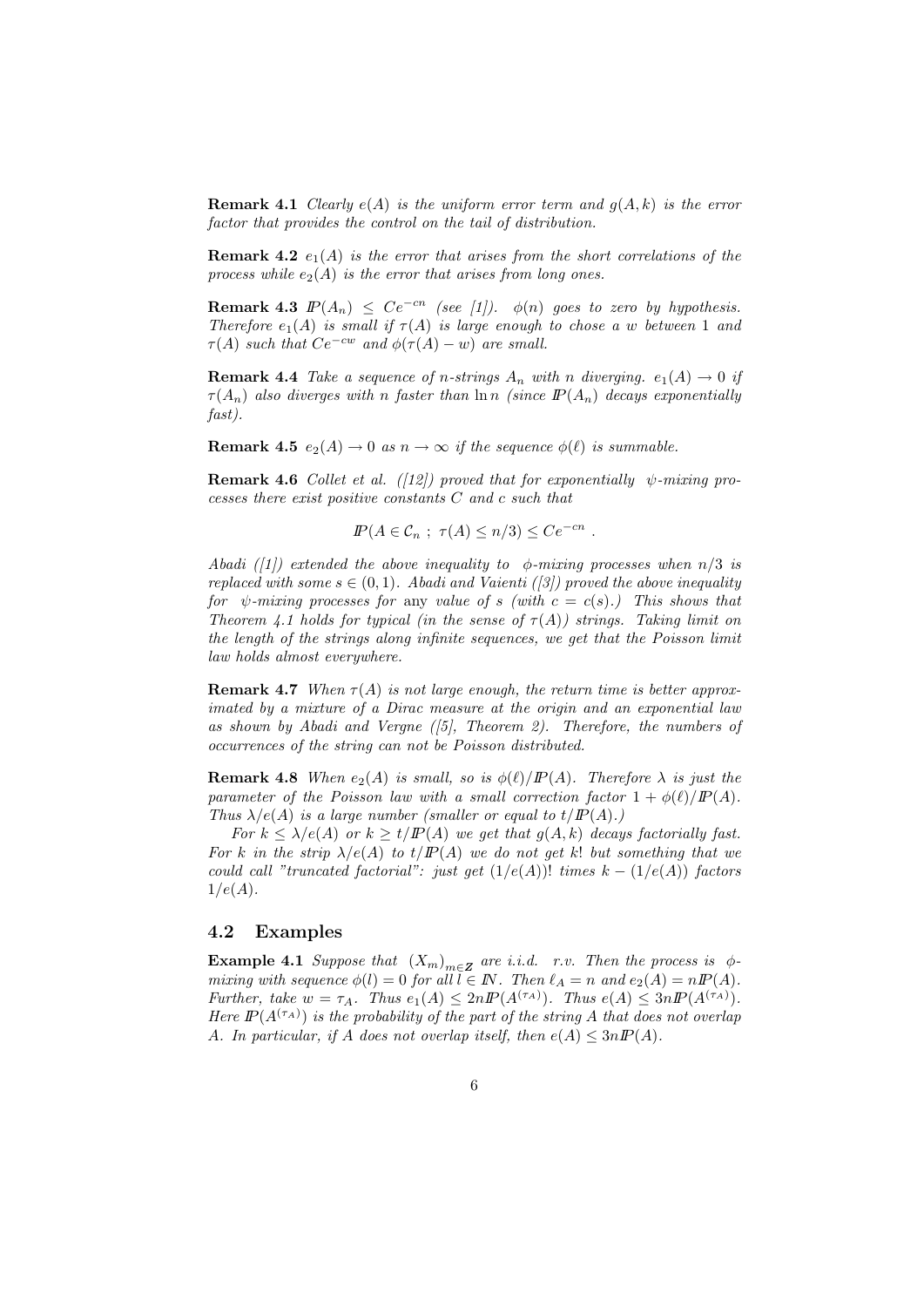**Remark 4.1** *Clearly $e(A)$ is the uniform error term and $g(A,k)$ is the error factor that provides the control on the tail of distribution.*

**Remark 4.2** *$e_1(A)$ is the error that arises from the short correlations of the process while $e_2(A)$ is the error that arises from long ones.*

**Remark 4.3** *$\mathbb{P}(A_n) \leq Ce^{-cn}$ (see [1]). $\phi(n)$ goes to zero by hypothesis. Therefore $e_1(A)$ is small if $\tau(A)$ is large enough to chose a $w$ between 1 and $\tau(A)$ such that $Ce^{-cw}$ and $\phi(\tau(A) - w)$ are small.*

**Remark 4.4** *Take a sequence of $n$-strings $A_n$ with $n$ diverging. $e_1(A) \to 0$ if $\tau(A_n)$ also diverges with $n$ faster than $\ln n$ (since $\mathbb{P}(A_n)$ decays exponentially fast).*

**Remark 4.5** *$e_2(A) \to 0$ as $n \to \infty$ if the sequence $\phi(\ell)$ is summable.*

**Remark 4.6** *Collet et al. ([12]) proved that for exponentially $\psi$-mixing processes there exist positive constants $C$ and $c$ such that*

$$\mathbb{P}(A \in \mathcal{C}_n \; ; \; \tau(A) \leq n/3) \leq Ce^{-cn} \; .$$

*Abadi ([1]) extended the above inequality to $\phi$-mixing processes when $n/3$ is replaced with some $s \in (0,1)$. Abadi and Vaienti ([3]) proved the above inequality for $\psi$-mixing processes for* any *value of $s$ (with $c = c(s)$.) This shows that Theorem 4.1 holds for typical (in the sense of $\tau(A)$) strings. Taking limit on the length of the strings along infinite sequences, we get that the Poisson limit law holds almost everywhere.*

**Remark 4.7** *When $\tau(A)$ is not large enough, the return time is better approximated by a mixture of a Dirac measure at the origin and an exponential law as shown by Abadi and Vergne ([5], Theorem 2). Therefore, the numbers of occurrences of the string can not be Poisson distributed.*

**Remark 4.8** *When $e_2(A)$ is small, so is $\phi(\ell)/\mathbb{P}(A)$. Therefore $\lambda$ is just the parameter of the Poisson law with a small correction factor $1 + \phi(\ell)/\mathbb{P}(A)$. Thus $\lambda/e(A)$ is a large number (smaller or equal to $t/\mathbb{P}(A)$.)*

*For $k \leq \lambda/e(A)$ or $k \geq t/\mathbb{P}(A)$ we get that $g(A,k)$ decays factorially fast. For $k$ in the strip $\lambda/e(A)$ to $t/\mathbb{P}(A)$ we do not get $k!$ but something that we could call "truncated factorial": just get $(1/e(A))!$ times $k - (1/e(A))$ factors $1/e(A)$.*

## 4.2 Examples

**Example 4.1** *Suppose that $(X_m)_{m \in \mathbb{Z}}$ are i.i.d. r.v. Then the process is $\phi$-mixing with sequence $\phi(l) = 0$ for all $l \in \mathbb{N}$. Then $\ell_A = n$ and $e_2(A) = n\mathbb{P}(A)$. Further, take $w = \tau_A$. Thus $e_1(A) \leq 2n\mathbb{P}(A^{(\tau_A)})$. Thus $e(A) \leq 3n\mathbb{P}(A^{(\tau_A)})$. Here $\mathbb{P}(A^{(\tau_A)})$ is the probability of the part of the string $A$ that does not overlap $A$. In particular, if $A$ does not overlap itself, then $e(A) \leq 3n\mathbb{P}(A)$.*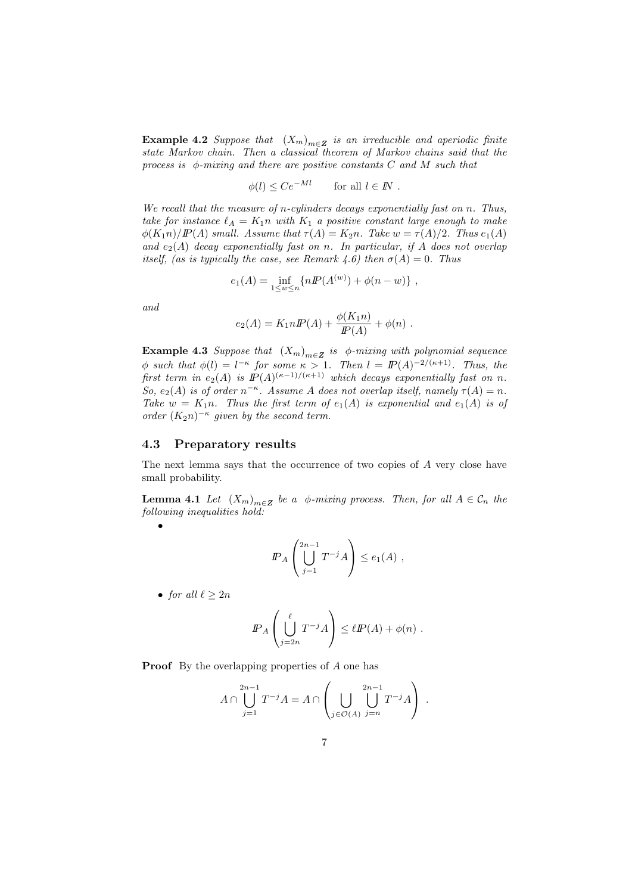**Example 4.2** *Suppose that $(X_m)_{m\in\mathbb{Z}}$ is an irreducible and aperiodic finite state Markov chain. Then a classical theorem of Markov chains said that the process is $\phi$-mixing and there are positive constants $C$ and $M$ such that*

$$\phi(l) \le Ce^{-Ml} \qquad \text{for all } l \in I\!N \ .$$

*We recall that the measure of $n$-cylinders decays exponentially fast on $n$. Thus, take for instance $\ell_A = K_1 n$ with $K_1$ a positive constant large enough to make $\phi(K_1 n)/I\!P(A)$ small. Assume that $\tau(A) = K_2 n$. Take $w = \tau(A)/2$. Thus $e_1(A)$ and $e_2(A)$ decay exponentially fast on $n$. In particular, if $A$ does not overlap itself, (as is typically the case, see Remark 4.6) then $\sigma(A) = 0$. Thus*

$$e_1(A) = \inf_{1\le w\le n} \{ nI\!P(A^{(w)}) + \phi(n-w) \} \ ,$$

*and*

$$e_2(A) = K_1 n I\!P(A) + \frac{\phi(K_1 n)}{I\!P(A)} + \phi(n) \ .$$

**Example 4.3** *Suppose that $(X_m)_{m\in\mathbb{Z}}$ is $\phi$-mixing with polynomial sequence $\phi$ such that $\phi(l) = l^{-\kappa}$ for some $\kappa > 1$. Then $l = I\!P(A)^{-2/(\kappa+1)}$. Thus, the first term in $e_2(A)$ is $I\!P(A)^{(\kappa-1)/(\kappa+1)}$ which decays exponentially fast on $n$. So, $e_2(A)$ is of order $n^{-\kappa}$. Assume $A$ does not overlap itself, namely $\tau(A) = n$. Take $w = K_1 n$. Thus the first term of $e_1(A)$ is exponential and $e_1(A)$ is of order $(K_2 n)^{-\kappa}$ given by the second term.*

### 4.3 Preparatory results

The next lemma says that the occurrence of two copies of $A$ very close have small probability.

**Lemma 4.1** *Let $(X_m)_{m\in\mathbb{Z}}$ be a $\phi$-mixing process. Then, for all $A \in \mathcal{C}_n$ the following inequalities hold:*

- $$I\!P_A\left( \bigcup_{j=1}^{2n-1} T^{-j} A \right) \le e_1(A) \ ,$$

- *for all $\ell \ge 2n$*

$$I\!P_A\left( \bigcup_{j=2n}^{\ell} T^{-j} A \right) \le \ell I\!P(A) + \phi(n) \ .$$

**Proof** By the overlapping properties of $A$ one has

$$A \cap \bigcup_{j=1}^{2n-1} T^{-j} A = A \cap \left( \bigcup_{j\in\mathcal{O}(A)} \bigcup_{j=n}^{2n-1} T^{-j} A \right) \ .$$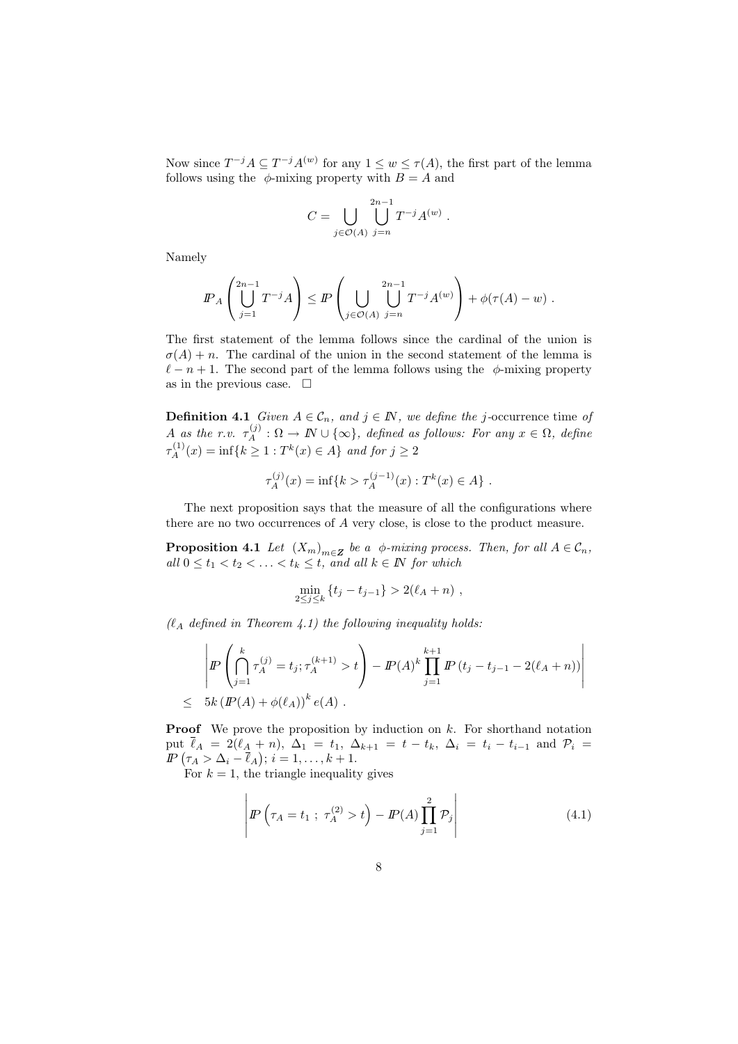Now since $T^{-j}A \subseteq T^{-j}A^{(w)}$ for any $1 \le w \le \tau(A)$, the first part of the lemma follows using the $\phi$-mixing property with $B = A$ and

$$C = \bigcup_{j \in \mathcal{O}(A)} \bigcup_{j=n}^{2n-1} T^{-j}A^{(w)} .$$

Namely

$$I\!P_A \left( \bigcup_{j=1}^{2n-1} T^{-j}A \right) \le I\!P \left( \bigcup_{j \in \mathcal{O}(A)} \bigcup_{j=n}^{2n-1} T^{-j}A^{(w)} \right) + \phi(\tau(A) - w) .$$

The first statement of the lemma follows since the cardinal of the union is $\sigma(A) + n$. The cardinal of the union in the second statement of the lemma is $\ell - n + 1$. The second part of the lemma follows using the $\phi$-mixing property as in the previous case. $\Box$

**Definition 4.1** *Given $A \in \mathcal{C}_n$, and $j \in I\!N$, we define the* $j$-occurrence time *of $A$ as the r.v. $\tau_A^{(j)} : \Omega \to I\!N \cup \{\infty\}$, defined as follows: For any $x \in \Omega$, define $\tau_A^{(1)}(x) = \inf\{k \ge 1 : T^k(x) \in A\}$ and for $j \ge 2$*

$$\tau_A^{(j)}(x) = \inf\{k > \tau_A^{(j-1)}(x) : T^k(x) \in A\} .$$

The next proposition says that the measure of all the configurations where there are no two occurrences of $A$ very close, is close to the product measure.

**Proposition 4.1** *Let $(X_m)_{m \in \mathbb{Z}}$ be a $\phi$-mixing process. Then, for all $A \in \mathcal{C}_n$, all $0 \le t_1 < t_2 < \ldots < t_k \le t$, and all $k \in I\!N$ for which*

$$\min_{2 \le j \le k} \{t_j - t_{j-1}\} > 2(\ell_A + n) ,$$

*($\ell_A$ defined in Theorem 4.1) the following inequality holds:*

$$\left| I\!P \left( \bigcap_{j=1}^{k} \tau_A^{(j)} = t_j ; \tau_A^{(k+1)} > t \right) - I\!P(A)^k \prod_{j=1}^{k+1} I\!P\left(t_j - t_{j-1} - 2(\ell_A + n)\right) \right|$$
$$\le \quad 5k \left( I\!P(A) + \phi(\ell_A) \right)^k e(A) .$$

**Proof** We prove the proposition by induction on $k$. For shorthand notation put $\overline{\ell}_A = 2(\ell_A + n)$, $\Delta_1 = t_1$, $\Delta_{k+1} = t - t_k$, $\Delta_i = t_i - t_{i-1}$ and $\mathcal{P}_i = I\!P\left(\tau_A > \Delta_i - \overline{\ell}_A\right)$; $i = 1, \ldots, k+1$.

For $k = 1$, the triangle inequality gives

$$\left| I\!P\left(\tau_A = t_1 \ ; \ \tau_A^{(2)} > t\right) - I\!P(A) \prod_{j=1}^{2} \mathcal{P}_j \right| \tag{4.1}$$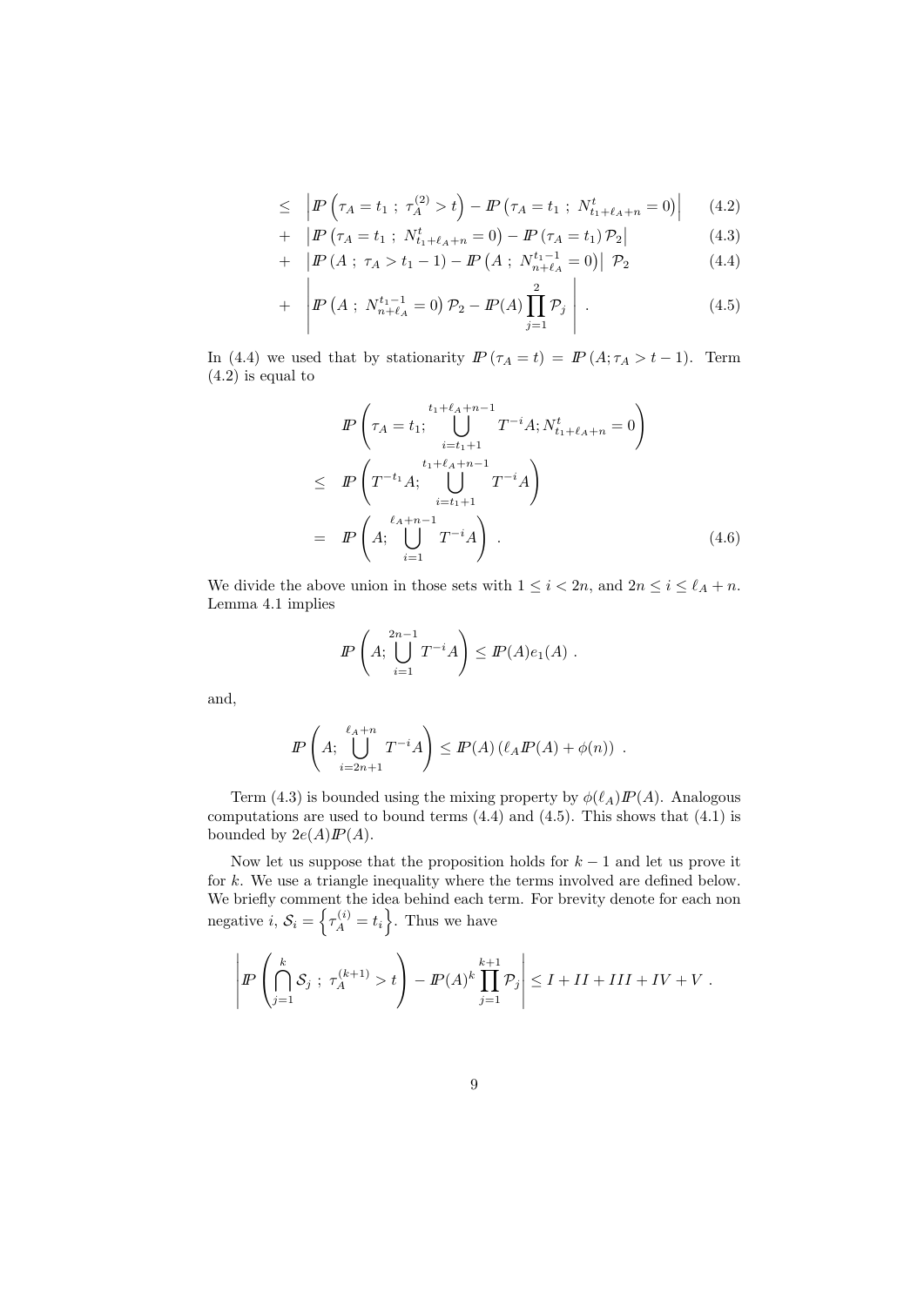$$
\begin{aligned}
\leq \quad & \left| I\!P\left(\tau_A = t_1 \; ; \; \tau_A^{(2)} > t\right) - I\!P\left(\tau_A = t_1 \; ; \; N_{t_1+\ell_A+n}^{t} = 0\right)\right| && (4.2) \\
+ \quad & \left| I\!P\left(\tau_A = t_1 \; ; \; N_{t_1+\ell_A+n}^{t} = 0\right) - I\!P\left(\tau_A = t_1\right)\mathcal{P}_2\right| && (4.3) \\
+ \quad & \left| I\!P\left(A \; ; \; \tau_A > t_1 - 1\right) - I\!P\left(A \; ; \; N_{n+\ell_A}^{t_1-1} = 0\right)\right| \; \mathcal{P}_2 && (4.4) \\
+ \quad & \left| I\!P\left(A \; ; \; N_{n+\ell_A}^{t_1-1} = 0\right)\mathcal{P}_2 - I\!P(A)\prod_{j=1}^{2}\mathcal{P}_j\right| \; . && (4.5)
\end{aligned}
$$

In (4.4) we used that by stationarity $I\!P\left(\tau_A = t\right) = I\!P\left(A; \tau_A > t-1\right)$. Term (4.2) is equal to

$$
\begin{aligned}
& I\!P\left(\tau_A = t_1; \bigcup_{i=t_1+1}^{t_1+\ell_A+n-1} T^{-i}A; N_{t_1+\ell_A+n}^{t} = 0\right) \\
\leq \quad & I\!P\left(T^{-t_1}A; \bigcup_{i=t_1+1}^{t_1+\ell_A+n-1} T^{-i}A\right) \\
= \quad & I\!P\left(A; \bigcup_{i=1}^{\ell_A+n-1} T^{-i}A\right) \; . \qquad (4.6)
\end{aligned}
$$

We divide the above union in those sets with $1 \leq i < 2n$, and $2n \leq i \leq \ell_A + n$. Lemma 4.1 implies

$$
I\!P\left(A; \bigcup_{i=1}^{2n-1} T^{-i}A\right) \leq I\!P(A)e_1(A) \; .
$$

and,

$$
I\!P\left(A; \bigcup_{i=2n+1}^{\ell_A+n} T^{-i}A\right) \leq I\!P(A)\left(\ell_A I\!P(A) + \phi(n)\right) \; .
$$

Term (4.3) is bounded using the mixing property by $\phi(\ell_A)I\!P(A)$. Analogous computations are used to bound terms (4.4) and (4.5). This shows that (4.1) is bounded by $2e(A)I\!P(A)$.

Now let us suppose that the proposition holds for $k-1$ and let us prove it for $k$. We use a triangle inequality where the terms involved are defined below. We briefly comment the idea behind each term. For brevity denote for each non negative $i$, $\mathcal{S}_i = \left\{\tau_A^{(i)} = t_i\right\}$. Thus we have

$$
\left| I\!P\left(\bigcap_{j=1}^{k} \mathcal{S}_j \; ; \; \tau_A^{(k+1)} > t\right) - I\!P(A)^k \prod_{j=1}^{k+1}\mathcal{P}_j\right| \leq I + II + III + IV + V \; .
$$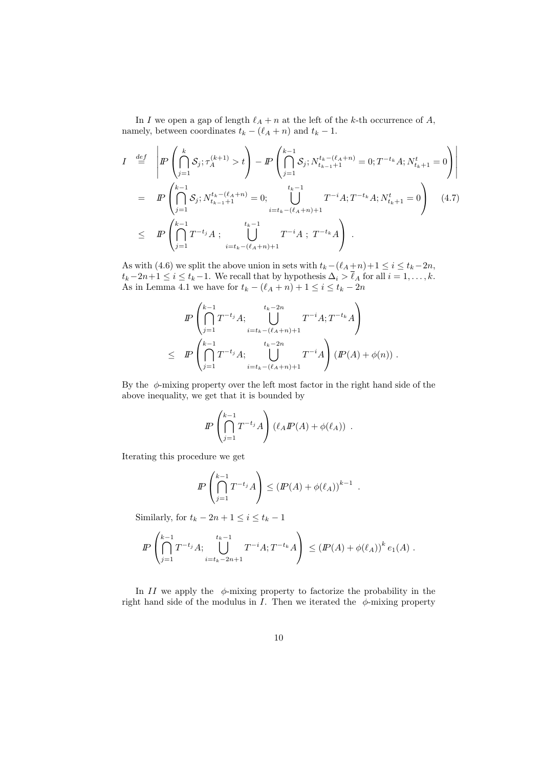In $I$ we open a gap of length $\ell_A + n$ at the left of the $k$-th occurrence of $A$, namely, between coordinates $t_k - (\ell_A + n)$ and $t_k - 1$.

$$
\begin{aligned}
I \quad &\stackrel{def}{=} \quad \left| I\!P\left(\bigcap_{j=1}^{k} \mathcal{S}_j ; \tau_A^{(k+1)} > t\right) - I\!P\left(\bigcap_{j=1}^{k-1} \mathcal{S}_j ; N_{t_{k-1}+1}^{t_k-(\ell_A+n)} = 0 ; T^{-t_k}A ; N_{t_k+1}^{t} = 0\right)\right| \\
&= \quad I\!P\left(\bigcap_{j=1}^{k-1} \mathcal{S}_j ; N_{t_{k-1}+1}^{t_k-(\ell_A+n)} = 0 ; \bigcup_{i=t_k-(\ell_A+n)+1}^{t_k-1} T^{-i}A ; T^{-t_k}A ; N_{t_k+1}^{t} = 0\right) \qquad (4.7) \\
&\leq \quad I\!P\left(\bigcap_{j=1}^{k-1} T^{-t_j}A \; ; \bigcup_{i=t_k-(\ell_A+n)+1}^{t_k-1} T^{-i}A \; ; \; T^{-t_k}A\right) \; .
\end{aligned}
$$

As with (4.6) we split the above union in sets with $t_k-(\ell_A+n)+1 \leq i \leq t_k-2n$, $t_k-2n+1 \leq i \leq t_k-1$. We recall that by hypothesis $\Delta_i > \overline{\ell}_A$ for all $i = 1, \ldots, k$. As in Lemma 4.1 we have for $t_k - (\ell_A + n) + 1 \leq i \leq t_k - 2n$

$$
\begin{aligned}
& I\!P\left(\bigcap_{j=1}^{k-1} T^{-t_j}A ; \bigcup_{i=t_k-(\ell_A+n)+1}^{t_k-2n} T^{-i}A ; T^{-t_k}A\right) \\
\leq \quad & I\!P\left(\bigcap_{j=1}^{k-1} T^{-t_j}A ; \bigcup_{i=t_k-(\ell_A+n)+1}^{t_k-2n} T^{-i}A\right) \left(I\!P(A) + \phi(n)\right) .
\end{aligned}
$$

By the $\phi$-mixing property over the left most factor in the right hand side of the above inequality, we get that it is bounded by

$$
I\!P\left(\bigcap_{j=1}^{k-1} T^{-t_j}A\right) \left(\ell_A I\!P(A) + \phi(\ell_A)\right) \; .
$$

Iterating this procedure we get

$$
I\!P\left(\bigcap_{j=1}^{k-1} T^{-t_j}A\right) \leq \left(I\!P(A) + \phi(\ell_A)\right)^{k-1} \; .
$$

Similarly, for $t_k - 2n + 1 \leq i \leq t_k - 1$

$$
I\!P\left(\bigcap_{j=1}^{k-1} T^{-t_j}A ; \bigcup_{i=t_k-2n+1}^{t_k-1} T^{-i}A ; T^{-t_k}A\right) \leq \left(I\!P(A) + \phi(\ell_A)\right)^{k} e_1(A) \; .
$$

In $II$ we apply the $\phi$-mixing property to factorize the probability in the right hand side of the modulus in $I$. Then we iterated the $\phi$-mixing property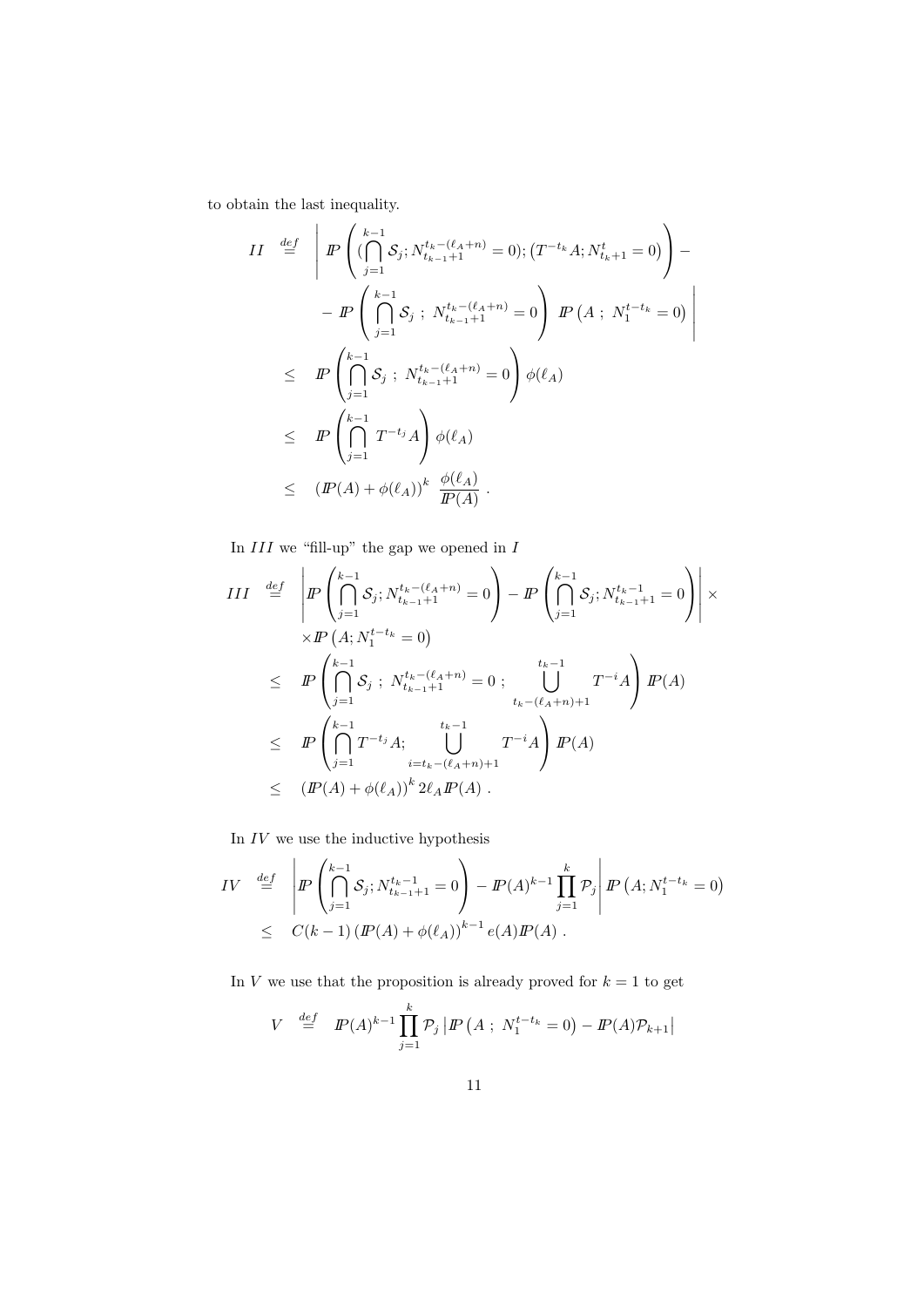to obtain the last inequality.

$$
\begin{aligned}
II \quad &\stackrel{def}{=} \quad \left| I\!P\left( (\bigcap_{j=1}^{k-1} \mathcal{S}_j ; N_{t_{k-1}+1}^{t_k-(\ell_A+n)} = 0) ; \left(T^{-t_k} A ; N_{t_k+1}^{t} = 0\right) \right) - \right. \\
&\quad \left. - \; I\!P\left( \bigcap_{j=1}^{k-1} \mathcal{S}_j \; ; \; N_{t_{k-1}+1}^{t_k-(\ell_A+n)} = 0 \right) \; I\!P\left(A \; ; \; N_1^{t-t_k} = 0\right) \right| \\
&\leq \quad I\!P\left( \bigcap_{j=1}^{k-1} \mathcal{S}_j \; ; \; N_{t_{k-1}+1}^{t_k-(\ell_A+n)} = 0 \right) \phi(\ell_A) \\
&\leq \quad I\!P\left( \bigcap_{j=1}^{k-1} T^{-t_j} A \right) \phi(\ell_A) \\
&\leq \quad \left(I\!P(A) + \phi(\ell_A)\right)^k \; \frac{\phi(\ell_A)}{I\!P(A)} \; .
\end{aligned}
$$

In $III$ we "fill-up" the gap we opened in $I$

$$
\begin{aligned}
III \quad &\stackrel{def}{=} \quad \left| I\!P\left( \bigcap_{j=1}^{k-1} \mathcal{S}_j ; N_{t_{k-1}+1}^{t_k-(\ell_A+n)} = 0 \right) - I\!P\left( \bigcap_{j=1}^{k-1} \mathcal{S}_j ; N_{t_{k-1}+1}^{t_k-1} = 0 \right) \right| \times \\
&\quad \times I\!P\left(A ; N_1^{t-t_k} = 0\right) \\
&\leq \quad I\!P\left( \bigcap_{j=1}^{k-1} \mathcal{S}_j \; ; \; N_{t_{k-1}+1}^{t_k-(\ell_A+n)} = 0 \; ; \bigcup_{t_k-(\ell_A+n)+1}^{t_k-1} T^{-i} A \right) I\!P(A) \\
&\leq \quad I\!P\left( \bigcap_{j=1}^{k-1} T^{-t_j} A ; \bigcup_{i=t_k-(\ell_A+n)+1}^{t_k-1} T^{-i} A \right) I\!P(A) \\
&\leq \quad \left(I\!P(A) + \phi(\ell_A)\right)^k 2\ell_A I\!P(A) \; .
\end{aligned}
$$

In $IV$ we use the inductive hypothesis

$$
\begin{aligned}
IV \quad &\stackrel{def}{=} \quad \left| I\!P\left( \bigcap_{j=1}^{k-1} \mathcal{S}_j ; N_{t_{k-1}+1}^{t_k-1} = 0 \right) - I\!P(A)^{k-1} \prod_{j=1}^{k} \mathcal{P}_j \right| I\!P\left(A ; N_1^{t-t_k} = 0\right) \\
&\leq \quad C(k-1) \left(I\!P(A) + \phi(\ell_A)\right)^{k-1} e(A) I\!P(A) \; .
\end{aligned}
$$

In $V$ we use that the proposition is already proved for $k = 1$ to get

$$
V \quad \stackrel{def}{=} \quad I\!P(A)^{k-1} \prod_{j=1}^{k} \mathcal{P}_j \left| I\!P\left(A \; ; \; N_1^{t-t_k} = 0\right) - I\!P(A) \mathcal{P}_{k+1} \right|
$$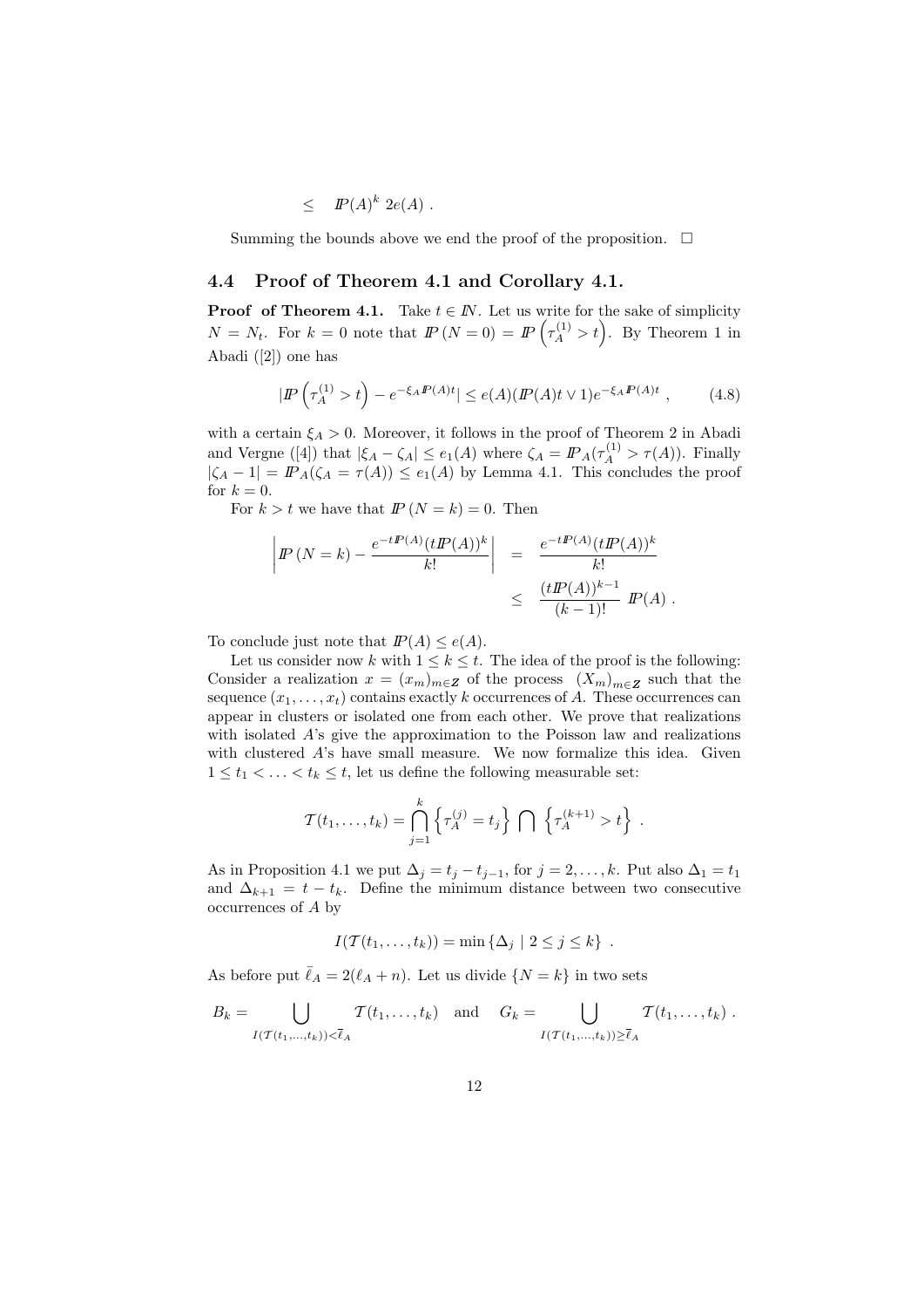$$\leq \quad I\!P(A)^k \; 2e(A) \; .$$

Summing the bounds above we end the proof of the proposition. $\square$

## 4.4 Proof of Theorem 4.1 and Corollary 4.1.

**Proof of Theorem 4.1.** Take $t \in I\!N$. Let us write for the sake of simplicity $N = N_t$. For $k = 0$ note that $I\!P\left(N = 0\right) = I\!P\left(\tau_A^{(1)} > t\right)$. By Theorem 1 in Abadi ([2]) one has

$$|I\!P\left(\tau_A^{(1)} > t\right) - e^{-\xi_A I\!P(A)t}| \leq e(A)(I\!P(A)t \vee 1)e^{-\xi_A I\!P(A)t} \; , \tag{4.8}$$

with a certain $\xi_A > 0$. Moreover, it follows in the proof of Theorem 2 in Abadi and Vergne ([4]) that $|\xi_A - \zeta_A| \leq e_1(A)$ where $\zeta_A = I\!P_A(\tau_A^{(1)} > \tau(A))$. Finally $|\zeta_A - 1| = I\!P_A(\zeta_A = \tau(A)) \leq e_1(A)$ by Lemma 4.1. This concludes the proof for $k = 0$.

For $k > t$ we have that $I\!P\left(N = k\right) = 0$. Then

$$\begin{aligned}
\left| I\!P\left(N = k\right) - \frac{e^{-tI\!P(A)}(tI\!P(A))^k}{k!} \right| &= \frac{e^{-tI\!P(A)}(tI\!P(A))^k}{k!} \\
&\leq \frac{(tI\!P(A))^{k-1}}{(k-1)!} \; I\!P(A) \; .
\end{aligned}$$

To conclude just note that $I\!P(A) \leq e(A)$.

Let us consider now $k$ with $1 \leq k \leq t$. The idea of the proof is the following: Consider a realization $x = (x_m)_{m \in \mathbb{Z}}$ of the process $(X_m)_{m \in \mathbb{Z}}$ such that the sequence $(x_1, \ldots, x_t)$ contains exactly $k$ occurrences of $A$. These occurrences can appear in clusters or isolated one from each other. We prove that realizations with isolated $A$'s give the approximation to the Poisson law and realizations with clustered $A$'s have small measure. We now formalize this idea. Given $1 \leq t_1 < \ldots < t_k \leq t$, let us define the following measurable set:

$$\mathcal{T}(t_1, \ldots, t_k) = \bigcap_{j=1}^{k} \left\{ \tau_A^{(j)} = t_j \right\} \bigcap \left\{ \tau_A^{(k+1)} > t \right\} \; .$$

As in Proposition 4.1 we put $\Delta_j = t_j - t_{j-1}$, for $j = 2, \ldots, k$. Put also $\Delta_1 = t_1$ and $\Delta_{k+1} = t - t_k$. Define the minimum distance between two consecutive occurrences of $A$ by

$$I(\mathcal{T}(t_1, \ldots, t_k)) = \min \left\{ \Delta_j \mid 2 \leq j \leq k \right\} \; .$$

As before put $\bar{\ell}_A = 2(\ell_A + n)$. Let us divide $\{N = k\}$ in two sets

$$B_k = \bigcup_{I(\mathcal{T}(t_1, \ldots, t_k)) < \bar{\ell}_A} \mathcal{T}(t_1, \ldots, t_k) \quad \text{and} \quad G_k = \bigcup_{I(\mathcal{T}(t_1, \ldots, t_k)) \geq \bar{\ell}_A} \mathcal{T}(t_1, \ldots, t_k) \; .$$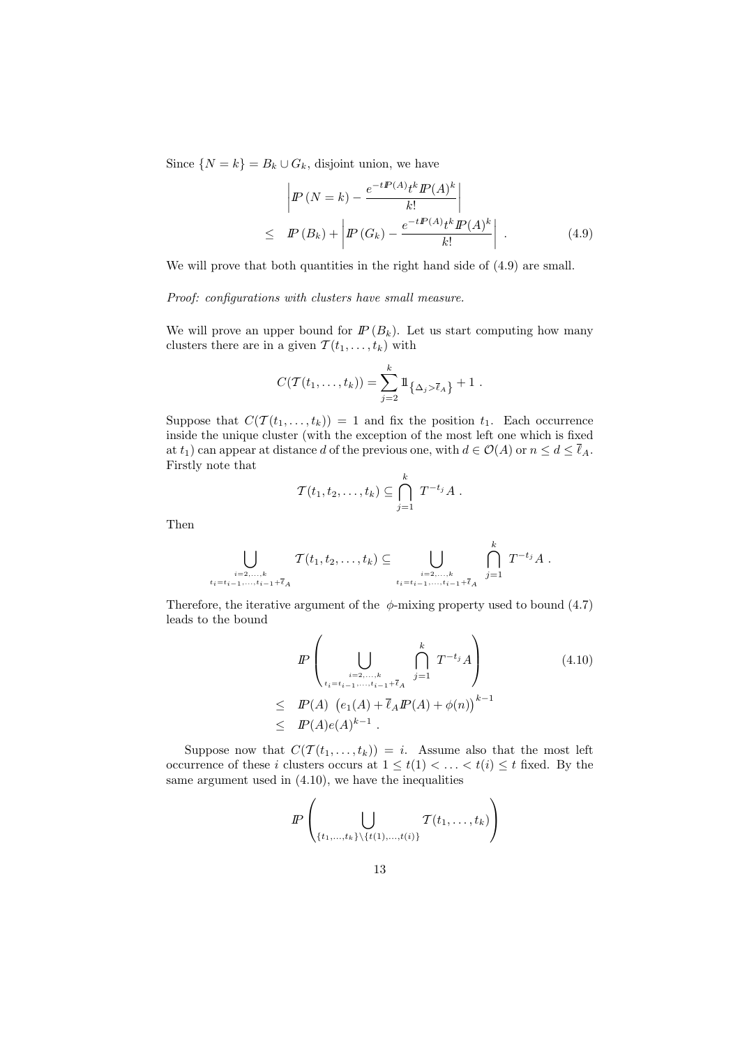Since $\{N = k\} = B_k \cup G_k$, disjoint union, we have

$$
\begin{aligned}
& \left| I\!P\left(N = k\right) - \frac{e^{-tI\!P(A)} t^k I\!P(A)^k}{k!} \right| \\
\leq \quad & I\!P\left(B_k\right) + \left| I\!P\left(G_k\right) - \frac{e^{-tI\!P(A)} t^k I\!P(A)^k}{k!} \right| \ . \qquad (4.9)
\end{aligned}
$$

We will prove that both quantities in the right hand side of (4.9) are small.

*Proof: configurations with clusters have small measure.*

We will prove an upper bound for $I\!P\left(B_k\right)$. Let us start computing how many clusters there are in a given $\mathcal{T}(t_1, \ldots, t_k)$ with

$$
C(\mathcal{T}(t_1, \ldots, t_k)) = \sum_{j=2}^{k} 1\!\!1_{\left\{\Delta_j > \overline{\ell}_A\right\}} + 1 \ .
$$

Suppose that $C(\mathcal{T}(t_1, \ldots, t_k)) = 1$ and fix the position $t_1$. Each occurrence inside the unique cluster (with the exception of the most left one which is fixed at $t_1$) can appear at distance $d$ of the previous one, with $d \in \mathcal{O}(A)$ or $n \leq d \leq \overline{\ell}_A$. Firstly note that

$$
\mathcal{T}(t_1, t_2, \ldots, t_k) \subseteq \bigcap_{j=1}^{k} T^{-t_j} A \ .
$$

Then

$$
\bigcup_{\substack{i=2,\ldots,k \\ t_i = t_{i-1},\ldots,t_{i-1}+\overline{\ell}_A}} \mathcal{T}(t_1, t_2, \ldots, t_k) \subseteq \bigcup_{\substack{i=2,\ldots,k \\ t_i = t_{i-1},\ldots,t_{i-1}+\overline{\ell}_A}} \bigcap_{j=1}^{k} T^{-t_j} A \ .
$$

Therefore, the iterative argument of the $\phi$-mixing property used to bound (4.7) leads to the bound

$$
\begin{aligned}
& I\!P\left( \bigcup_{\substack{i=2,\ldots,k \\ t_i = t_{i-1},\ldots,t_{i-1}+\overline{\ell}_A}} \bigcap_{j=1}^{k} T^{-t_j} A \right) \qquad (4.10) \\
\leq \quad & I\!P(A) \ \left(e_1(A) + \overline{\ell}_A I\!P(A) + \phi(n)\right)^{k-1} \\
\leq \quad & I\!P(A) e(A)^{k-1} \ .
\end{aligned}
$$

Suppose now that $C(\mathcal{T}(t_1, \ldots, t_k)) = i$. Assume also that the most left occurrence of these $i$ clusters occurs at $1 \leq t(1) < \ldots < t(i) \leq t$ fixed. By the same argument used in (4.10), we have the inequalities

$$
I\!P\left( \bigcup_{\{t_1,\ldots,t_k\} \setminus \{t(1),\ldots,t(i)\}} \mathcal{T}(t_1, \ldots, t_k) \right)
$$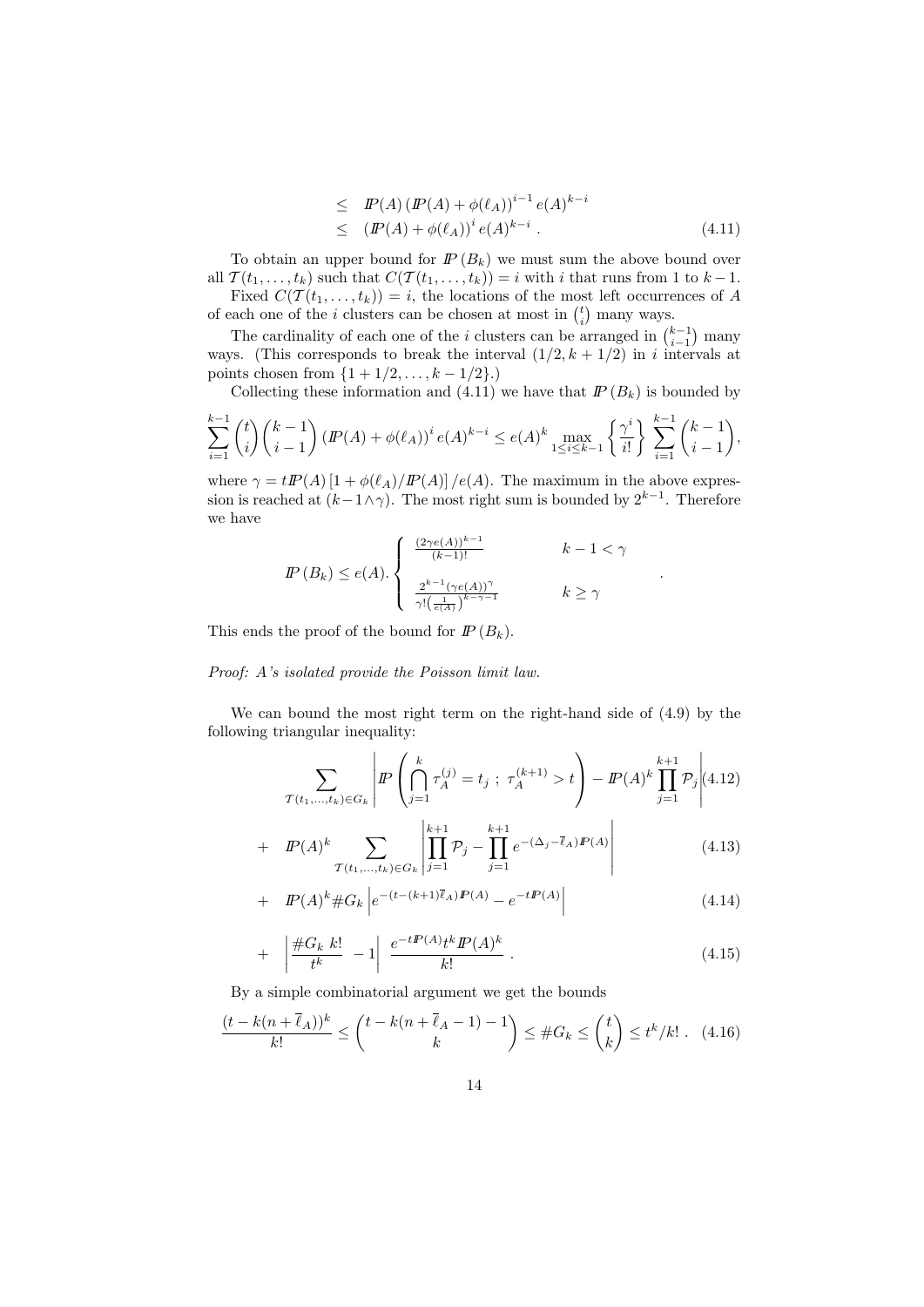$$
\begin{aligned}
&\leq \quad I\!P(A)\left(I\!P(A)+\phi(\ell_A)\right)^{i-1} e(A)^{k-i} \\
&\leq \quad \left(I\!P(A)+\phi(\ell_A)\right)^{i} e(A)^{k-i} \,. \qquad (4.11)
\end{aligned}
$$

To obtain an upper bound for $I\!P\left(B_k\right)$ we must sum the above bound over all $\mathcal{T}(t_1,\ldots,t_k)$ such that $C(\mathcal{T}(t_1,\ldots,t_k)) = i$ with $i$ that runs from 1 to $k-1$.

Fixed $C(\mathcal{T}(t_1,\ldots,t_k)) = i$, the locations of the most left occurrences of $A$ of each one of the $i$ clusters can be chosen at most in $\binom{t}{i}$ many ways.

The cardinality of each one of the $i$ clusters can be arranged in $\binom{k-1}{i-1}$ many ways. (This corresponds to break the interval $(1/2, k+1/2)$ in $i$ intervals at points chosen from $\{1+1/2,\ldots,k-1/2\}$.)

Collecting these information and (4.11) we have that $I\!P\left(B_k\right)$ is bounded by

$$
\sum_{i=1}^{k-1}\binom{t}{i}\binom{k-1}{i-1}\left(I\!P(A)+\phi(\ell_A)\right)^{i} e(A)^{k-i} \leq e(A)^k \max_{1\leq i\leq k-1}\left\{\frac{\gamma^i}{i!}\right\}\sum_{i=1}^{k-1}\binom{k-1}{i-1},
$$

where $\gamma = tI\!P(A)\left[1+\phi(\ell_A)/I\!P(A)\right]/e(A)$. The maximum in the above expression is reached at $(k-1\wedge\gamma)$. The most right sum is bounded by $2^{k-1}$. Therefore we have

$$
I\!P\left(B_k\right) \leq e(A).\begin{cases} \dfrac{(2\gamma e(A))^{k-1}}{(k-1)!} & k-1<\gamma \\[2ex] \dfrac{2^{k-1}(\gamma e(A))^{\gamma}}{\gamma!\left(\frac{1}{e(A)}\right)^{k-\gamma-1}} & k\geq\gamma \end{cases} .
$$

This ends the proof of the bound for $I\!P\left(B_k\right)$.

*Proof: $A$'s isolated provide the Poisson limit law.*

We can bound the most right term on the right-hand side of (4.9) by the following triangular inequality:

$$
\sum_{\mathcal{T}(t_1,\ldots,t_k)\in G_k}\left| I\!P\left(\bigcap_{j=1}^{k}\tau_A^{(j)}=t_j \;;\; \tau_A^{(k+1)}>t\right) - I\!P(A)^k\prod_{j=1}^{k+1}\mathcal{P}_j\right| \qquad (4.12)
$$

$$
+\quad I\!P(A)^k\sum_{\mathcal{T}(t_1,\ldots,t_k)\in G_k}\left|\prod_{j=1}^{k+1}\mathcal{P}_j-\prod_{j=1}^{k+1}e^{-(\Delta_j-\overline{\ell}_A)I\!P(A)}\right| \qquad (4.13)
$$

$$
+\quad I\!P(A)^k\#G_k\left|e^{-(t-(k+1)\overline{\ell}_A)I\!P(A)}-e^{-tI\!P(A)}\right| \qquad (4.14)
$$

$$
+\quad \left|\frac{\#G_k\;k!}{t^k}\;-1\right|\;\frac{e^{-tI\!P(A)}t^kI\!P(A)^k}{k!}\,. \qquad (4.15)
$$

By a simple combinatorial argument we get the bounds

$$
\frac{(t-k(n+\overline{\ell}_A))^k}{k!} \leq \binom{t-k(n+\overline{\ell}_A-1)-1}{k} \leq \#G_k \leq \binom{t}{k} \leq t^k/k!\,. \qquad (4.16)
$$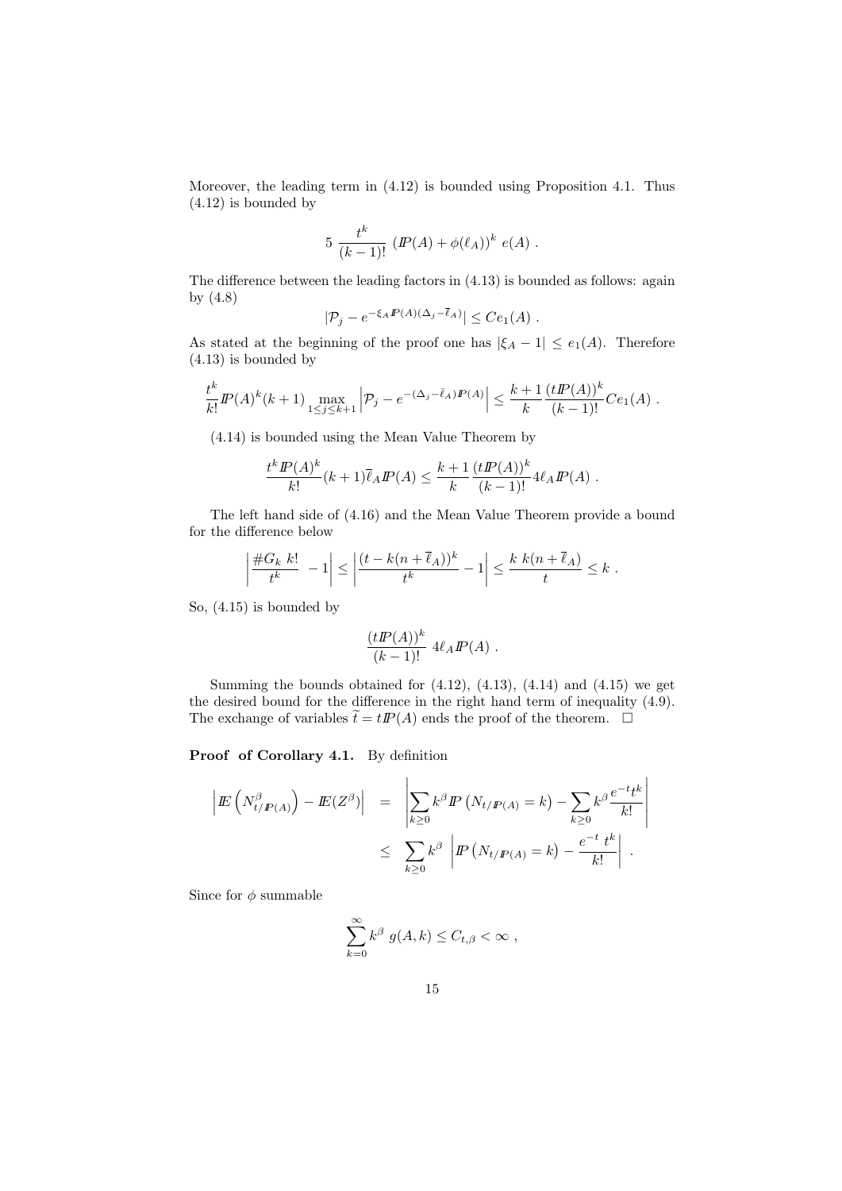Moreover, the leading term in (4.12) is bounded using Proposition 4.1. Thus (4.12) is bounded by

$$5 \; \frac{t^k}{(k-1)!} \; (\mathbb{P}(A) + \phi(\ell_A))^k \; e(A) \; .$$

The difference between the leading factors in (4.13) is bounded as follows: again by (4.8)

$$|\mathcal{P}_j - e^{-\xi_A \mathbb{P}(A)(\Delta_j - \overline{\ell}_A)}| \leq C e_1(A) \; .$$

As stated at the beginning of the proof one has $|\xi_A - 1| \leq e_1(A)$. Therefore (4.13) is bounded by

$$\frac{t^k}{k!} \mathbb{P}(A)^k (k+1) \max_{1 \leq j \leq k+1} \left| \mathcal{P}_j - e^{-(\Delta_j - \overline{\ell}_A)\mathbb{P}(A)} \right| \leq \frac{k+1}{k} \frac{(t\mathbb{P}(A))^k}{(k-1)!} C e_1(A) \; .$$

(4.14) is bounded using the Mean Value Theorem by

$$\frac{t^k \mathbb{P}(A)^k}{k!} (k+1) \overline{\ell}_A \mathbb{P}(A) \leq \frac{k+1}{k} \frac{(t\mathbb{P}(A))^k}{(k-1)!} 4\ell_A \mathbb{P}(A) \; .$$

The left hand side of (4.16) and the Mean Value Theorem provide a bound for the difference below

$$\left| \frac{\# G_k \; k!}{t^k} \; - 1 \right| \leq \left| \frac{(t - k(n + \overline{\ell}_A))^k}{t^k} - 1 \right| \leq \frac{k \; k(n + \overline{\ell}_A)}{t} \leq k \; .$$

So, (4.15) is bounded by

$$\frac{(t\mathbb{P}(A))^k}{(k-1)!} \; 4\ell_A \mathbb{P}(A) \; .$$

Summing the bounds obtained for (4.12), (4.13), (4.14) and (4.15) we get the desired bound for the difference in the right hand term of inequality (4.9). The exchange of variables $\widetilde{t} = t\mathbb{P}(A)$ ends the proof of the theorem. $\square$

**Proof of Corollary 4.1.** By definition

$$\begin{aligned} \left| \mathbb{E}\left( N^{\beta}_{t/\mathbb{P}(A)} \right) - \mathbb{E}(Z^{\beta}) \right| &= \left| \sum_{k \geq 0} k^{\beta} \mathbb{P}\left( N_{t/\mathbb{P}(A)} = k \right) - \sum_{k \geq 0} k^{\beta} \frac{e^{-t} t^k}{k!} \right| \\ &\leq \sum_{k \geq 0} k^{\beta} \left| \mathbb{P}\left( N_{t/\mathbb{P}(A)} = k \right) - \frac{e^{-t} \; t^k}{k!} \right| \; . \end{aligned}$$

Since for $\phi$ summable

$$\sum_{k=0}^{\infty} k^{\beta} \; g(A,k) \leq C_{t,\beta} < \infty \; ,$$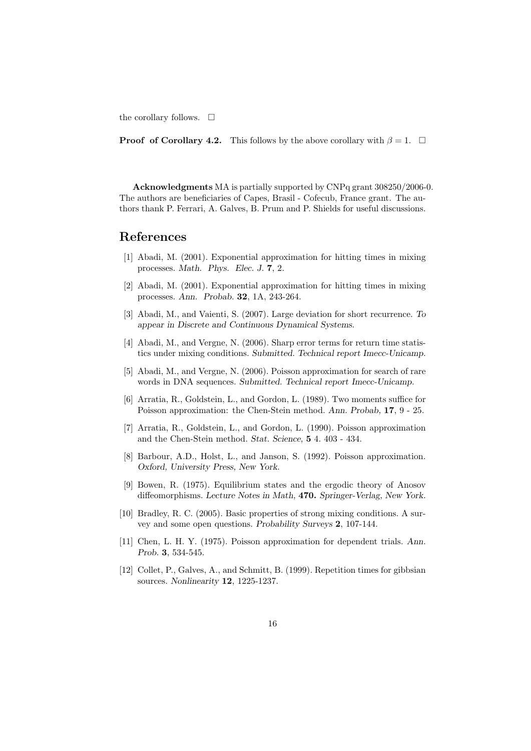the corollary follows. □

**Proof of Corollary 4.2.** This follows by the above corollary with $\beta = 1$. □

**Acknowledgments** MA is partially supported by CNPq grant 308250/2006-0. The authors are beneficiaries of Capes, Brasil - Cofecub, France grant. The authors thank P. Ferrari, A. Galves, B. Prum and P. Shields for useful discussions.

# References

[1] Abadi, M. (2001). Exponential approximation for hitting times in mixing processes. *Math. Phys. Elec. J.* **7**, 2.

[2] Abadi, M. (2001). Exponential approximation for hitting times in mixing processes. *Ann. Probab.* **32**, 1A, 243-264.

[3] Abadi, M., and Vaienti, S. (2007). Large deviation for short recurrence. *To appear in Discrete and Continuous Dynamical Systems.*

[4] Abadi, M., and Vergne, N. (2006). Sharp error terms for return time statistics under mixing conditions. *Submitted. Technical report Imecc-Unicamp.*

[5] Abadi, M., and Vergne, N. (2006). Poisson approximation for search of rare words in DNA sequences. *Submitted. Technical report Imecc-Unicamp.*

[6] Arratia, R., Goldstein, L., and Gordon, L. (1989). Two moments suffice for Poisson approximation: the Chen-Stein method. *Ann. Probab,* **17**, 9 - 25.

[7] Arratia, R., Goldstein, L., and Gordon, L. (1990). Poisson approximation and the Chen-Stein method. *Stat. Science,* **5** 4. 403 - 434.

[8] Barbour, A.D., Holst, L., and Janson, S. (1992). Poisson approximation. *Oxford, University Press, New York.*

[9] Bowen, R. (1975). Equilibrium states and the ergodic theory of Anosov diffeomorphisms. *Lecture Notes in Math,* **470.** *Springer-Verlag, New York.*

[10] Bradley, R. C. (2005). Basic properties of strong mixing conditions. A survey and some open questions. *Probability Surveys* **2**, 107-144.

[11] Chen, L. H. Y. (1975). Poisson approximation for dependent trials. *Ann. Prob.* **3**, 534-545.

[12] Collet, P., Galves, A., and Schmitt, B. (1999). Repetition times for gibbsian sources. *Nonlinearity* **12**, 1225-1237.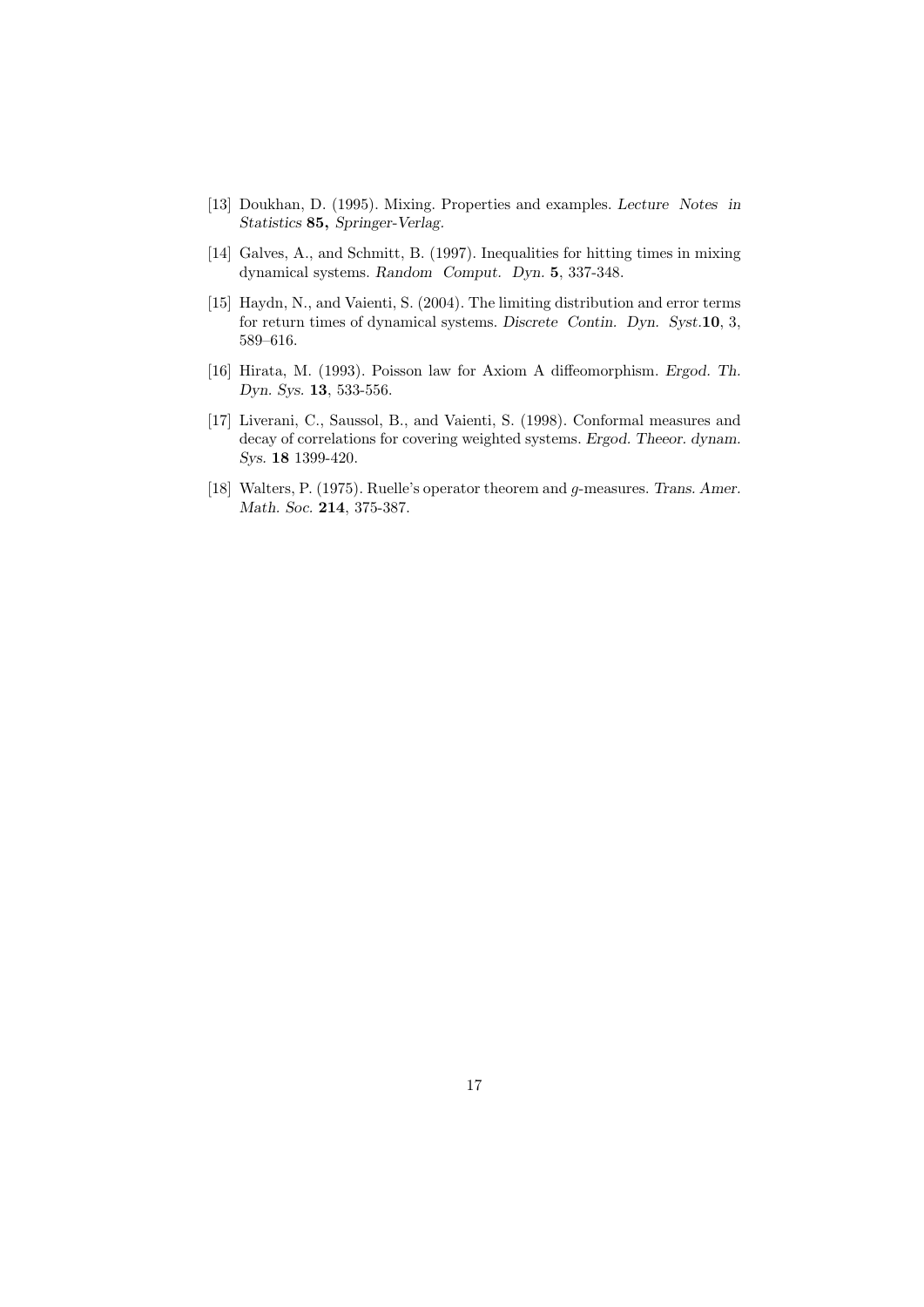[13] Doukhan, D. (1995). Mixing. Properties and examples. *Lecture Notes in Statistics* **85,** *Springer-Verlag.*

[14] Galves, A., and Schmitt, B. (1997). Inequalities for hitting times in mixing dynamical systems. *Random Comput. Dyn.* **5**, 337-348.

[15] Haydn, N., and Vaienti, S. (2004). The limiting distribution and error terms for return times of dynamical systems. *Discrete Contin. Dyn. Syst.***10**, 3, 589–616.

[16] Hirata, M. (1993). Poisson law for Axiom A diffeomorphism. *Ergod. Th. Dyn. Sys.* **13**, 533-556.

[17] Liverani, C., Saussol, B., and Vaienti, S. (1998). Conformal measures and decay of correlations for covering weighted systems. *Ergod. Theeor. dynam. Sys.* **18** 1399-420.

[18] Walters, P. (1975). Ruelle's operator theorem and $g$-measures. *Trans. Amer. Math. Soc.* **214**, 375-387.